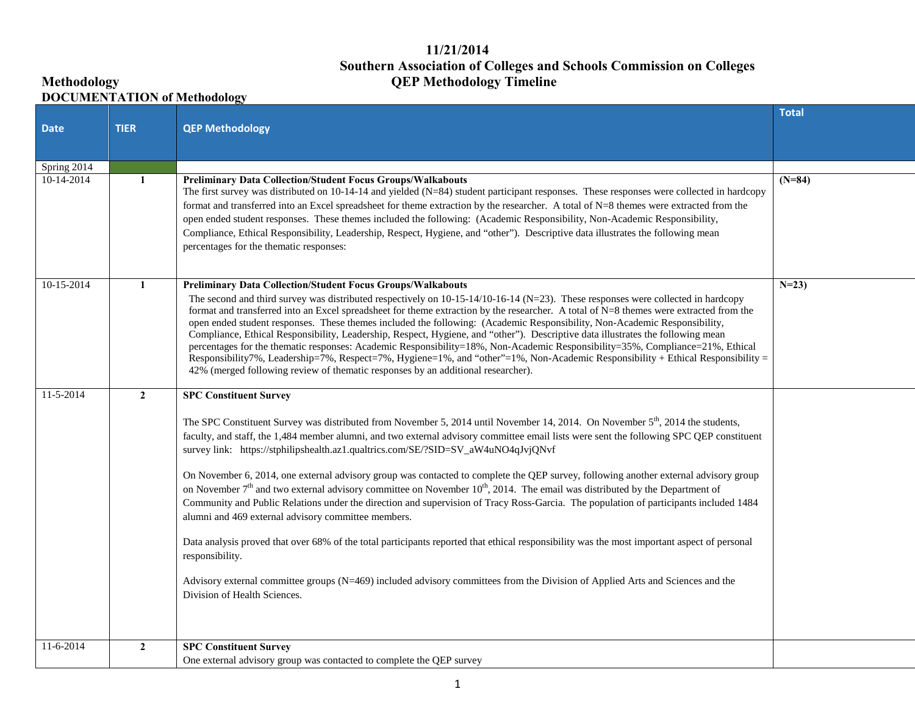11/21/2014

# Southern Association of Colleges and Schools Commission on Colleges

## QEP Methodology Timeline

**Methodology**

**DOCUMENTATION of Methodology**

| Date | TIER | QEP Methodology | Total |
|---|---|---|---|
| Spring 2014 | | | |
| 10-14-2014 | 1 | **Preliminary Data Collection/Student Focus Groups/Walkabouts**<br>The first survey was distributed on 10-14-14 and yielded (N=84) student participant responses. These responses were collected in hardcopy format and transferred into an Excel spreadsheet for theme extraction by the researcher. A total of N=8 themes were extracted from the open ended student responses. These themes included the following: (Academic Responsibility, Non-Academic Responsibility, Compliance, Ethical Responsibility, Leadership, Respect, Hygiene, and "other"). Descriptive data illustrates the following mean percentages for the thematic responses: | **(N=84)** |
| 10-15-2014 | 1 | **Preliminary Data Collection/Student Focus Groups/Walkabouts**<br>The second and third survey was distributed respectively on 10-15-14/10-16-14 (N=23). These responses were collected in hardcopy format and transferred into an Excel spreadsheet for theme extraction by the researcher. A total of N=8 themes were extracted from the open ended student responses. These themes included the following: (Academic Responsibility, Non-Academic Responsibility, Compliance, Ethical Responsibility, Leadership, Respect, Hygiene, and "other"). Descriptive data illustrates the following mean percentages for the thematic responses: Academic Responsibility=18%, Non-Academic Responsibility=35%, Compliance=21%, Ethical Responsibility7%, Leadership=7%, Respect=7%, Hygiene=1%, and "other"=1%, Non-Academic Responsibility + Ethical Responsibility = 42% (merged following review of thematic responses by an additional researcher). | **N=23)** |
| 11-5-2014 | 2 | **SPC Constituent Survey**<br><br>The SPC Constituent Survey was distributed from November 5, 2014 until November 14, 2014. On November 5th, 2014 the students, faculty, and staff, the 1,484 member alumni, and two external advisory committee email lists were sent the following SPC QEP constituent survey link: https://stphilipshealth.az1.qualtrics.com/SE/?SID=SV_aW4uNO4qJvjQNvf<br><br>On November 6, 2014, one external advisory group was contacted to complete the QEP survey, following another external advisory group on November 7th and two external advisory committee on November 10th, 2014. The email was distributed by the Department of Community and Public Relations under the direction and supervision of Tracy Ross-Garcia. The population of participants included 1484 alumni and 469 external advisory committee members.<br><br>Data analysis proved that over 68% of the total participants reported that ethical responsibility was the most important aspect of personal responsibility.<br><br>Advisory external committee groups (N=469) included advisory committees from the Division of Applied Arts and Sciences and the Division of Health Sciences. | |
| 11-6-2014 | 2 | **SPC Constituent Survey**<br>One external advisory group was contacted to complete the QEP survey | |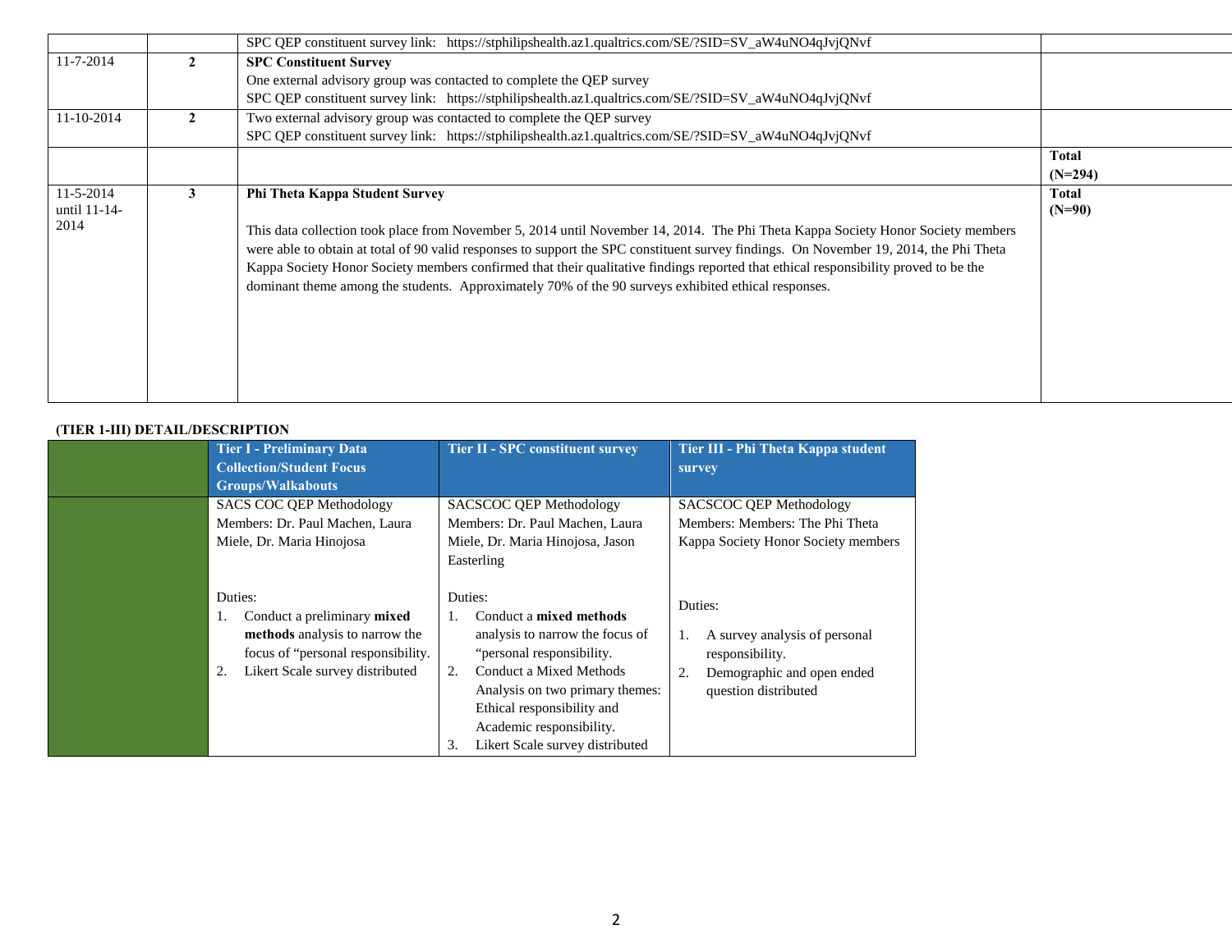| | | | |
|---|---|---|---|
| | | SPC QEP constituent survey link: https://stphilipshealth.az1.qualtrics.com/SE/?SID=SV_aW4uNO4qJvjQNvf | |
| 11-7-2014 | 2 | **SPC Constituent Survey**<br>One external advisory group was contacted to complete the QEP survey<br>SPC QEP constituent survey link: https://stphilipshealth.az1.qualtrics.com/SE/?SID=SV_aW4uNO4qJvjQNvf | |
| 11-10-2014 | 2 | Two external advisory group was contacted to complete the QEP survey<br>SPC QEP constituent survey link: https://stphilipshealth.az1.qualtrics.com/SE/?SID=SV_aW4uNO4qJvjQNvf | |
| | | | **Total (N=294)** |
| 11-5-2014 until 11-14-2014 | 3 | **Phi Theta Kappa Student Survey**<br><br>This data collection took place from November 5, 2014 until November 14, 2014. The Phi Theta Kappa Society Honor Society members were able to obtain at total of 90 valid responses to support the SPC constituent survey findings. On November 19, 2014, the Phi Theta Kappa Society Honor Society members confirmed that their qualitative findings reported that ethical responsibility proved to be the dominant theme among the students. Approximately 70% of the 90 surveys exhibited ethical responses. | **Total (N=90)** |

**(TIER 1-III) DETAIL/DESCRIPTION**

| | Tier I - Preliminary Data Collection/Student Focus Groups/Walkabouts | Tier II - SPC constituent survey | Tier III - Phi Theta Kappa student survey |
|---|---|---|---|
| | SACS COC QEP Methodology Members: Dr. Paul Machen, Laura Miele, Dr. Maria Hinojosa<br><br>Duties:<br>1. Conduct a preliminary **mixed methods** analysis to narrow the focus of "personal responsibility.<br>2. Likert Scale survey distributed | SACSCOC QEP Methodology Members: Dr. Paul Machen, Laura Miele, Dr. Maria Hinojosa, Jason Easterling<br><br>Duties:<br>1. Conduct a **mixed methods** analysis to narrow the focus of "personal responsibility.<br>2. Conduct a Mixed Methods Analysis on two primary themes: Ethical responsibility and Academic responsibility.<br>3. Likert Scale survey distributed | SACSCOC QEP Methodology Members: Members: The Phi Theta Kappa Society Honor Society members<br><br>Duties:<br>1. A survey analysis of personal responsibility.<br>2. Demographic and open ended question distributed |